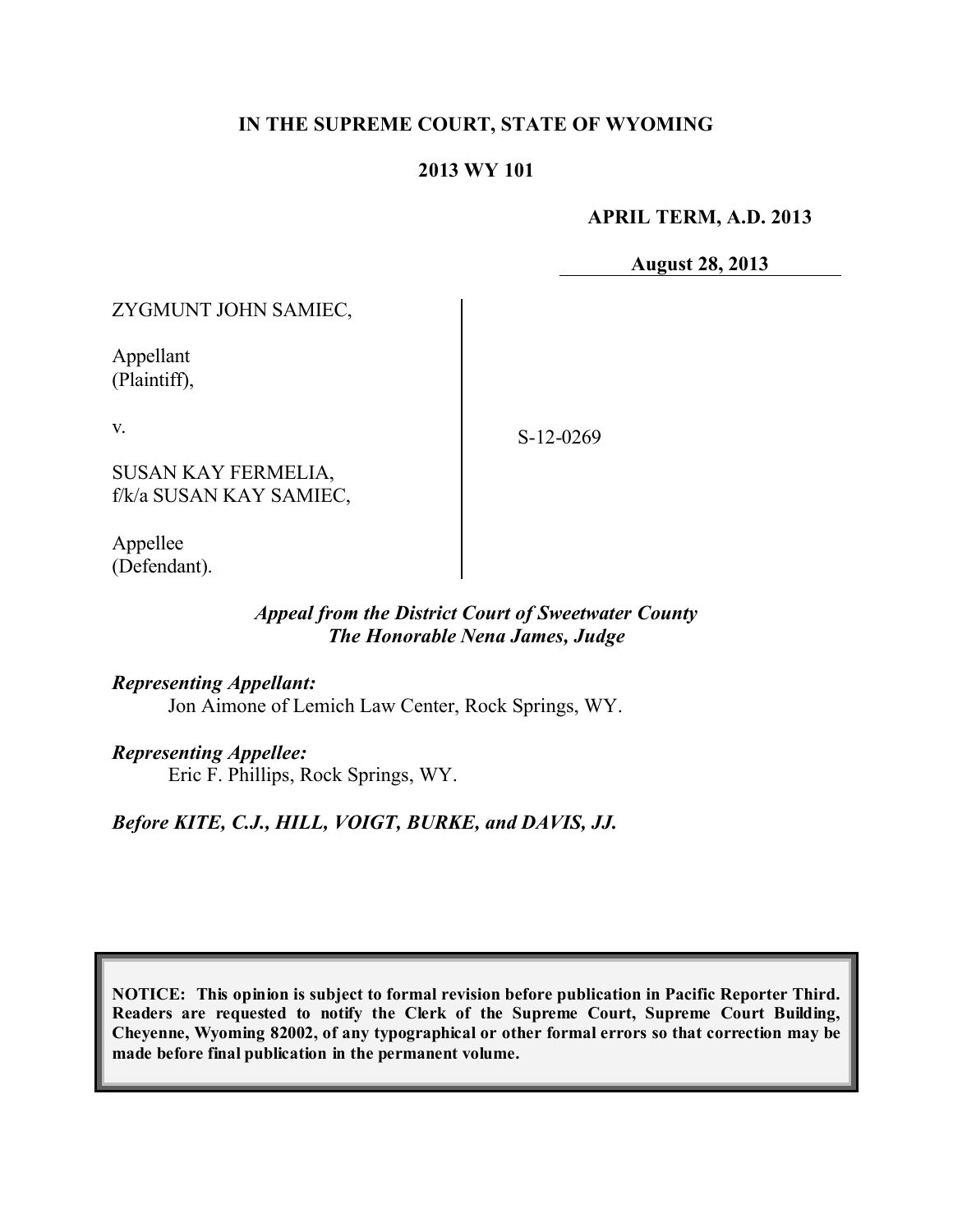**IN THE SUPREME COURT, STATE OF WYOMING**

**2013 WY 101**

**APRIL TERM, A.D. 2013**

**August 28, 2013**

ZYGMUNT JOHN SAMIEC,

Appellant
(Plaintiff),

v.

SUSAN KAY FERMELIA,
f/k/a SUSAN KAY SAMIEC,

Appellee
(Defendant).

S-12-0269

***Appeal from the District Court of Sweetwater County***
***The Honorable Nena James, Judge***

***Representing Appellant:***
Jon Aimone of Lemich Law Center, Rock Springs, WY.

***Representing Appellee:***
Eric F. Phillips, Rock Springs, WY.

***Before KITE, C.J., HILL, VOIGT, BURKE, and DAVIS, JJ.***

**NOTICE: This opinion is subject to formal revision before publication in Pacific Reporter Third. Readers are requested to notify the Clerk of the Supreme Court, Supreme Court Building, Cheyenne, Wyoming 82002, of any typographical or other formal errors so that correction may be made before final publication in the permanent volume.**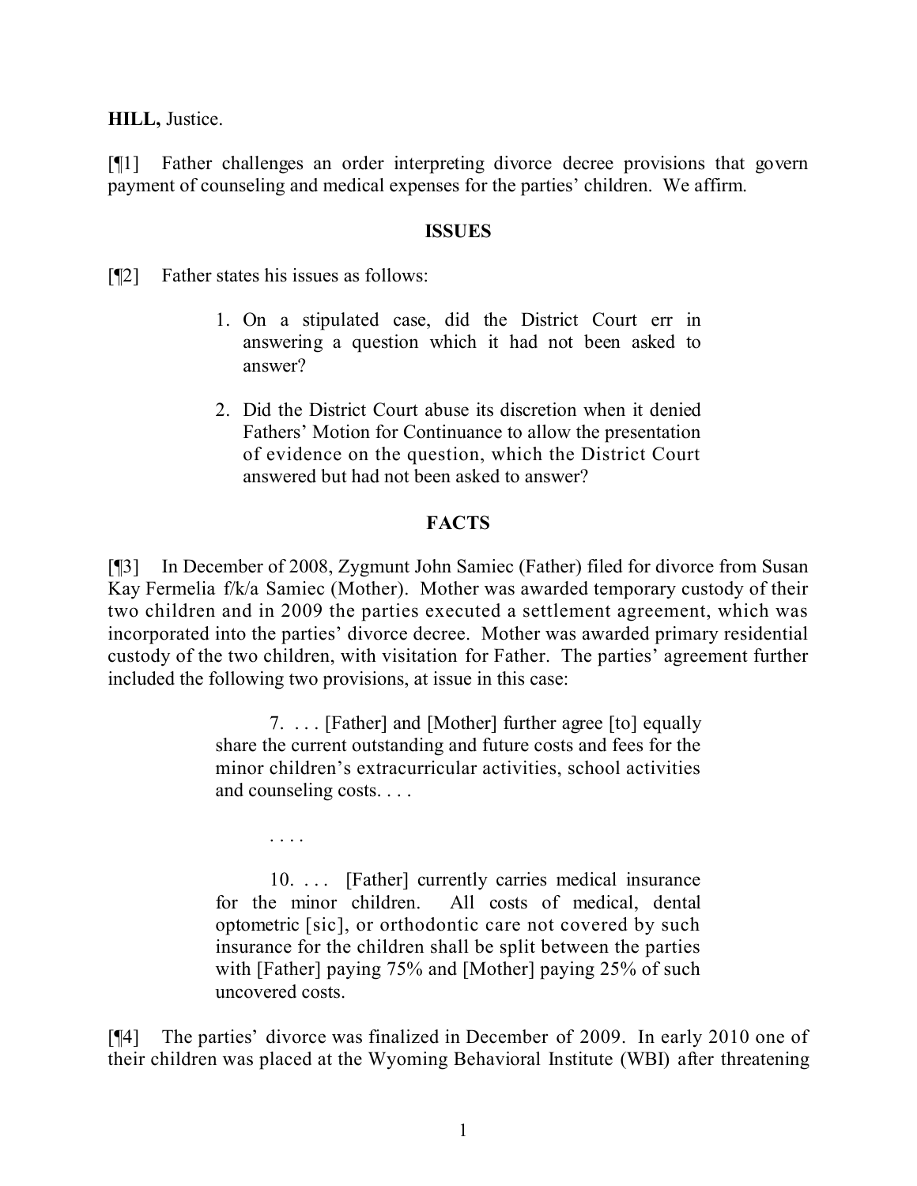**HILL,** Justice.

[¶1] Father challenges an order interpreting divorce decree provisions that govern payment of counseling and medical expenses for the parties' children. We affirm.

## ISSUES

[¶2] Father states his issues as follows:

> 1. On a stipulated case, did the District Court err in answering a question which it had not been asked to answer?
>
> 2. Did the District Court abuse its discretion when it denied Fathers' Motion for Continuance to allow the presentation of evidence on the question, which the District Court answered but had not been asked to answer?

## FACTS

[¶3] In December of 2008, Zygmunt John Samiec (Father) filed for divorce from Susan Kay Fermelia f/k/a Samiec (Mother). Mother was awarded temporary custody of their two children and in 2009 the parties executed a settlement agreement, which was incorporated into the parties' divorce decree. Mother was awarded primary residential custody of the two children, with visitation for Father. The parties' agreement further included the following two provisions, at issue in this case:

> 7. . . . [Father] and [Mother] further agree [to] equally share the current outstanding and future costs and fees for the minor children's extracurricular activities, school activities and counseling costs. . . .
>
> . . . .
>
> 10. . . . [Father] currently carries medical insurance for the minor children. All costs of medical, dental optometric [sic], or orthodontic care not covered by such insurance for the children shall be split between the parties with [Father] paying 75% and [Mother] paying 25% of such uncovered costs.

[¶4] The parties' divorce was finalized in December of 2009. In early 2010 one of their children was placed at the Wyoming Behavioral Institute (WBI) after threatening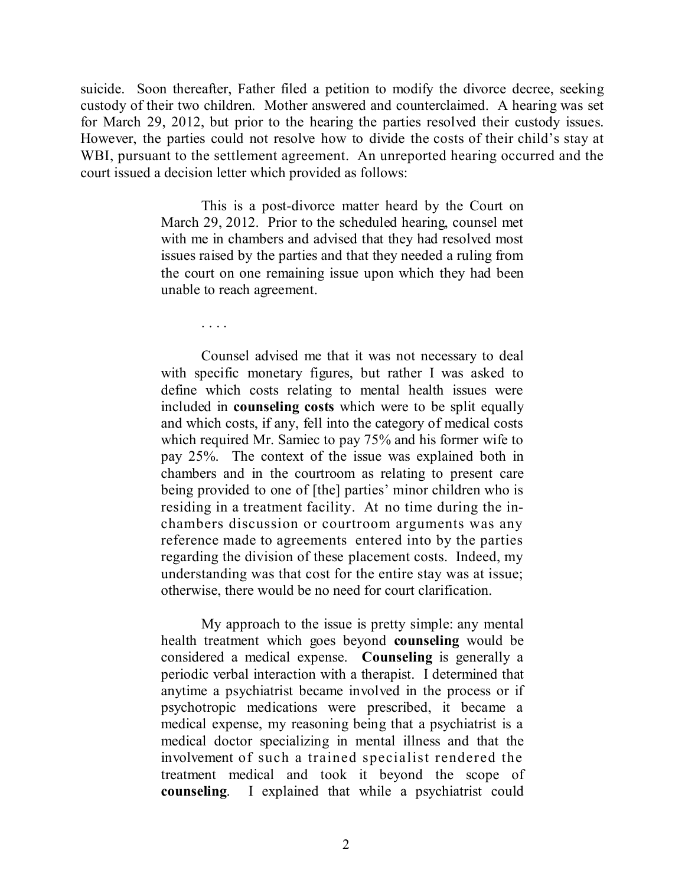suicide. Soon thereafter, Father filed a petition to modify the divorce decree, seeking custody of their two children. Mother answered and counterclaimed. A hearing was set for March 29, 2012, but prior to the hearing the parties resolved their custody issues. However, the parties could not resolve how to divide the costs of their child's stay at WBI, pursuant to the settlement agreement. An unreported hearing occurred and the court issued a decision letter which provided as follows:

> This is a post-divorce matter heard by the Court on March 29, 2012. Prior to the scheduled hearing, counsel met with me in chambers and advised that they had resolved most issues raised by the parties and that they needed a ruling from the court on one remaining issue upon which they had been unable to reach agreement.
>
> . . . .
>
> Counsel advised me that it was not necessary to deal with specific monetary figures, but rather I was asked to define which costs relating to mental health issues were included in **counseling costs** which were to be split equally and which costs, if any, fell into the category of medical costs which required Mr. Samiec to pay 75% and his former wife to pay 25%. The context of the issue was explained both in chambers and in the courtroom as relating to present care being provided to one of [the] parties' minor children who is residing in a treatment facility. At no time during the in-chambers discussion or courtroom arguments was any reference made to agreements entered into by the parties regarding the division of these placement costs. Indeed, my understanding was that cost for the entire stay was at issue; otherwise, there would be no need for court clarification.
>
> My approach to the issue is pretty simple: any mental health treatment which goes beyond **counseling** would be considered a medical expense. **Counseling** is generally a periodic verbal interaction with a therapist. I determined that anytime a psychiatrist became involved in the process or if psychotropic medications were prescribed, it became a medical expense, my reasoning being that a psychiatrist is a medical doctor specializing in mental illness and that the involvement of such a trained specialist rendered the treatment medical and took it beyond the scope of **counseling**. I explained that while a psychiatrist could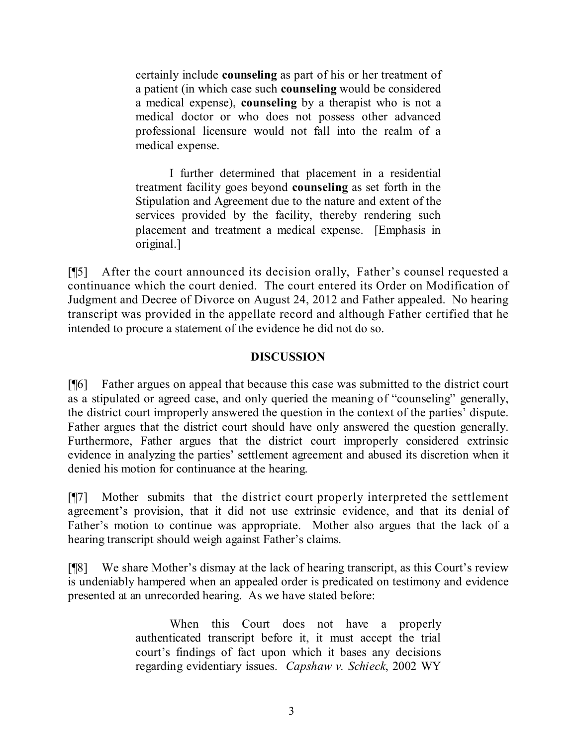> certainly include **counseling** as part of his or her treatment of a patient (in which case such **counseling** would be considered a medical expense), **counseling** by a therapist who is not a medical doctor or who does not possess other advanced professional licensure would not fall into the realm of a medical expense.
>
> I further determined that placement in a residential treatment facility goes beyond **counseling** as set forth in the Stipulation and Agreement due to the nature and extent of the services provided by the facility, thereby rendering such placement and treatment a medical expense. [Emphasis in original.]

[¶5] After the court announced its decision orally, Father's counsel requested a continuance which the court denied. The court entered its Order on Modification of Judgment and Decree of Divorce on August 24, 2012 and Father appealed. No hearing transcript was provided in the appellate record and although Father certified that he intended to procure a statement of the evidence he did not do so.

## DISCUSSION

[¶6] Father argues on appeal that because this case was submitted to the district court as a stipulated or agreed case, and only queried the meaning of "counseling" generally, the district court improperly answered the question in the context of the parties' dispute. Father argues that the district court should have only answered the question generally. Furthermore, Father argues that the district court improperly considered extrinsic evidence in analyzing the parties' settlement agreement and abused its discretion when it denied his motion for continuance at the hearing.

[¶7] Mother submits that the district court properly interpreted the settlement agreement's provision, that it did not use extrinsic evidence, and that its denial of Father's motion to continue was appropriate. Mother also argues that the lack of a hearing transcript should weigh against Father's claims.

[¶8] We share Mother's dismay at the lack of hearing transcript, as this Court's review is undeniably hampered when an appealed order is predicated on testimony and evidence presented at an unrecorded hearing. As we have stated before:

> When this Court does not have a properly authenticated transcript before it, it must accept the trial court's findings of fact upon which it bases any decisions regarding evidentiary issues. *Capshaw v. Schieck*, 2002 WY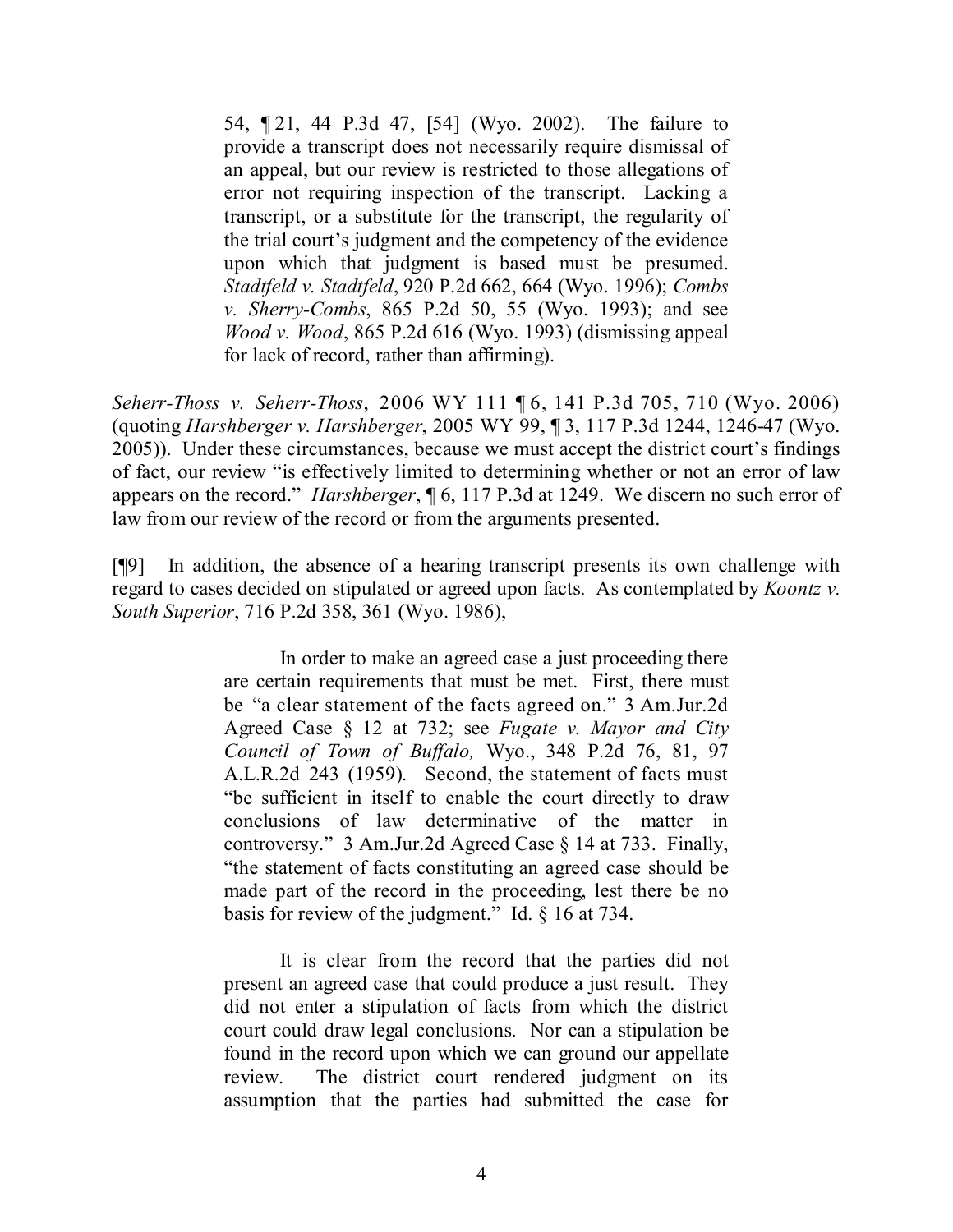> 54, ¶ 21, 44 P.3d 47, [54] (Wyo. 2002). The failure to provide a transcript does not necessarily require dismissal of an appeal, but our review is restricted to those allegations of error not requiring inspection of the transcript. Lacking a transcript, or a substitute for the transcript, the regularity of the trial court's judgment and the competency of the evidence upon which that judgment is based must be presumed. *Stadtfeld v. Stadtfeld*, 920 P.2d 662, 664 (Wyo. 1996); *Combs v. Sherry-Combs*, 865 P.2d 50, 55 (Wyo. 1993); and see *Wood v. Wood*, 865 P.2d 616 (Wyo. 1993) (dismissing appeal for lack of record, rather than affirming).

*Seherr-Thoss v. Seherr-Thoss*, 2006 WY 111 ¶ 6, 141 P.3d 705, 710 (Wyo. 2006) (quoting *Harshberger v. Harshberger*, 2005 WY 99, ¶ 3, 117 P.3d 1244, 1246-47 (Wyo. 2005)). Under these circumstances, because we must accept the district court's findings of fact, our review "is effectively limited to determining whether or not an error of law appears on the record." *Harshberger*, ¶ 6, 117 P.3d at 1249. We discern no such error of law from our review of the record or from the arguments presented.

[¶9] In addition, the absence of a hearing transcript presents its own challenge with regard to cases decided on stipulated or agreed upon facts. As contemplated by *Koontz v. South Superior*, 716 P.2d 358, 361 (Wyo. 1986),

> In order to make an agreed case a just proceeding there are certain requirements that must be met. First, there must be "a clear statement of the facts agreed on." 3 Am.Jur.2d Agreed Case § 12 at 732; see *Fugate v. Mayor and City Council of Town of Buffalo,* Wyo., 348 P.2d 76, 81, 97 A.L.R.2d 243 (1959). Second, the statement of facts must "be sufficient in itself to enable the court directly to draw conclusions of law determinative of the matter in controversy." 3 Am.Jur.2d Agreed Case § 14 at 733. Finally, "the statement of facts constituting an agreed case should be made part of the record in the proceeding, lest there be no basis for review of the judgment." Id. § 16 at 734.
>
> It is clear from the record that the parties did not present an agreed case that could produce a just result. They did not enter a stipulation of facts from which the district court could draw legal conclusions. Nor can a stipulation be found in the record upon which we can ground our appellate review. The district court rendered judgment on its assumption that the parties had submitted the case for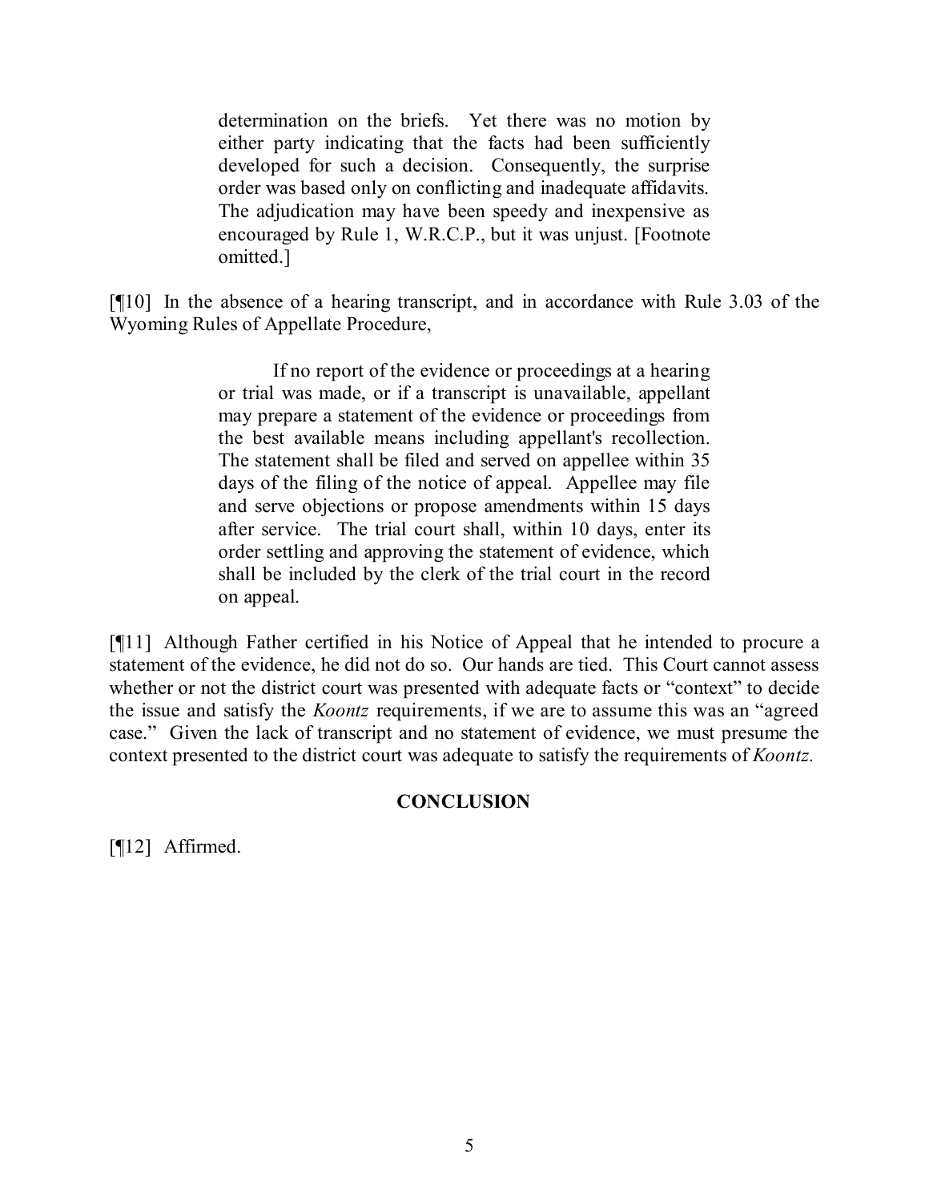> determination on the briefs. Yet there was no motion by either party indicating that the facts had been sufficiently developed for such a decision. Consequently, the surprise order was based only on conflicting and inadequate affidavits. The adjudication may have been speedy and inexpensive as encouraged by Rule 1, W.R.C.P., but it was unjust. [Footnote omitted.]

[¶10] In the absence of a hearing transcript, and in accordance with Rule 3.03 of the Wyoming Rules of Appellate Procedure,

> If no report of the evidence or proceedings at a hearing or trial was made, or if a transcript is unavailable, appellant may prepare a statement of the evidence or proceedings from the best available means including appellant's recollection. The statement shall be filed and served on appellee within 35 days of the filing of the notice of appeal. Appellee may file and serve objections or propose amendments within 15 days after service. The trial court shall, within 10 days, enter its order settling and approving the statement of evidence, which shall be included by the clerk of the trial court in the record on appeal.

[¶11] Although Father certified in his Notice of Appeal that he intended to procure a statement of the evidence, he did not do so. Our hands are tied. This Court cannot assess whether or not the district court was presented with adequate facts or "context" to decide the issue and satisfy the *Koontz* requirements, if we are to assume this was an "agreed case." Given the lack of transcript and no statement of evidence, we must presume the context presented to the district court was adequate to satisfy the requirements of *Koontz.*

## CONCLUSION

[¶12] Affirmed.